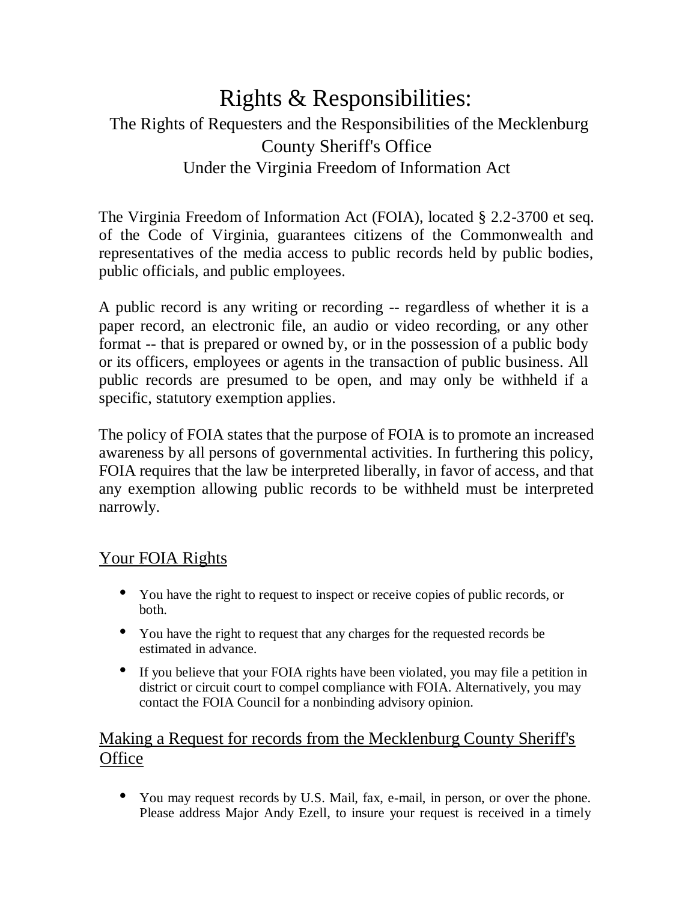# Rights & Responsibilities:

## The Rights of Requesters and the Responsibilities of the Mecklenburg County Sheriff's Office

### Under the Virginia Freedom of Information Act

The Virginia Freedom of Information Act (FOIA), located § 2.2-3700 et seq. of the Code of Virginia, guarantees citizens of the Commonwealth and representatives of the media access to public records held by public bodies, public officials, and public employees.

A public record is any writing or recording -- regardless of whether it is a paper record, an electronic file, an audio or video recording, or any other format -- that is prepared or owned by, or in the possession of a public body or its officers, employees or agents in the transaction of public business. All public records are presumed to be open, and may only be withheld if a specific, statutory exemption applies.

The policy of FOIA states that the purpose of FOIA is to promote an increased awareness by all persons of governmental activities. In furthering this policy, FOIA requires that the law be interpreted liberally, in favor of access, and that any exemption allowing public records to be withheld must be interpreted narrowly.

## Your FOIA Rights

- You have the right to request to inspect or receive copies of public records, or both.
- You have the right to request that any charges for the requested records be estimated in advance.
- If you believe that your FOIA rights have been violated, you may file a petition in district or circuit court to compel compliance with FOIA. Alternatively, you may contact the FOIA Council for a nonbinding advisory opinion.

## Making a Request for records from the Mecklenburg County Sheriff's Office

- You may request records by U.S. Mail, fax, e-mail, in person, or over the phone. Please address Major Andy Ezell, to insure your request is received in a timely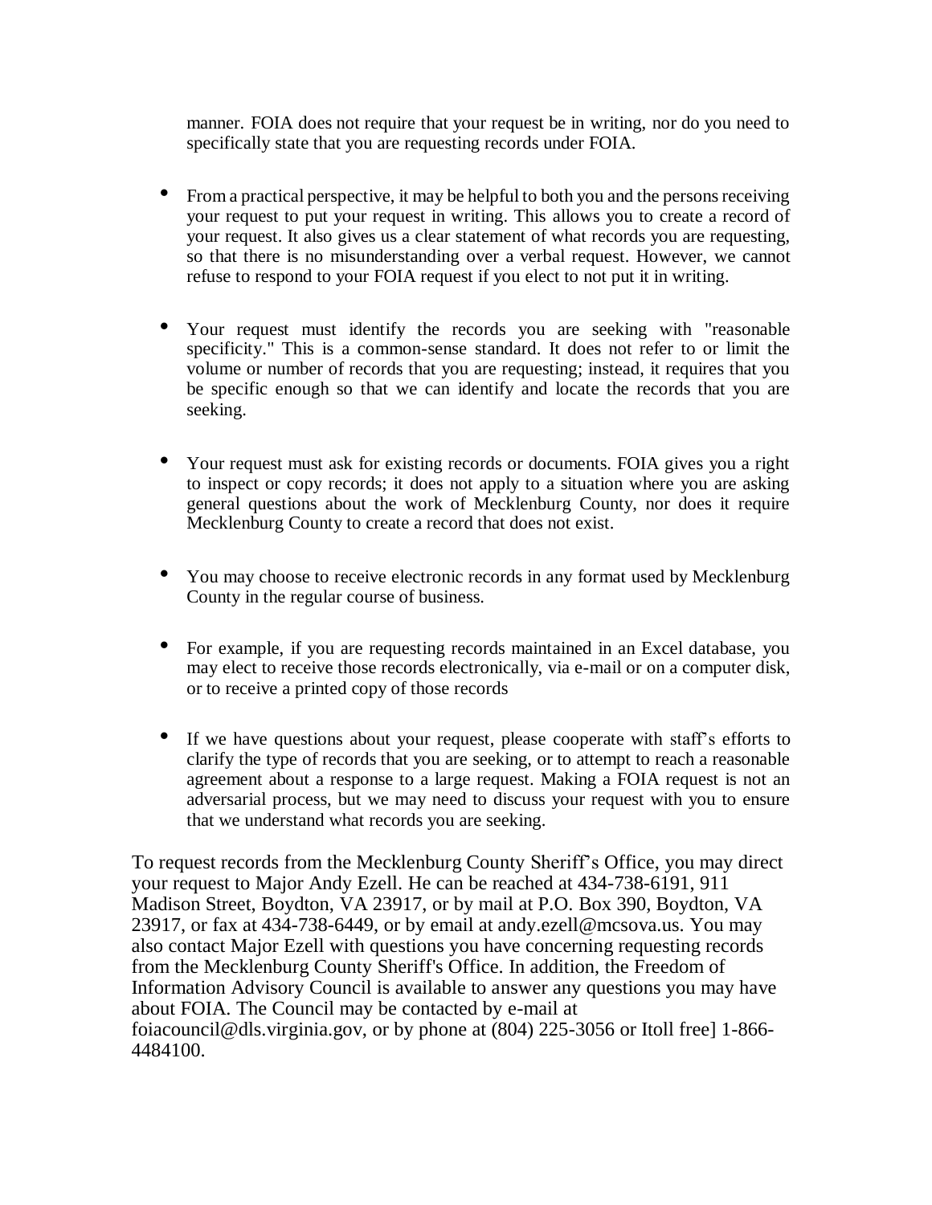manner. FOIA does not require that your request be in writing, nor do you need to specifically state that you are requesting records under FOIA.

- From a practical perspective, it may be helpful to both you and the persons receiving your request to put your request in writing. This allows you to create a record of your request. It also gives us a clear statement of what records you are requesting, so that there is no misunderstanding over a verbal request. However, we cannot refuse to respond to your FOIA request if you elect to not put it in writing.

- Your request must identify the records you are seeking with "reasonable specificity." This is a common-sense standard. It does not refer to or limit the volume or number of records that you are requesting; instead, it requires that you be specific enough so that we can identify and locate the records that you are seeking.

- Your request must ask for existing records or documents. FOIA gives you a right to inspect or copy records; it does not apply to a situation where you are asking general questions about the work of Mecklenburg County, nor does it require Mecklenburg County to create a record that does not exist.

- You may choose to receive electronic records in any format used by Mecklenburg County in the regular course of business.

- For example, if you are requesting records maintained in an Excel database, you may elect to receive those records electronically, via e-mail or on a computer disk, or to receive a printed copy of those records

- If we have questions about your request, please cooperate with staff's efforts to clarify the type of records that you are seeking, or to attempt to reach a reasonable agreement about a response to a large request. Making a FOIA request is not an adversarial process, but we may need to discuss your request with you to ensure that we understand what records you are seeking.

To request records from the Mecklenburg County Sheriff's Office, you may direct your request to Major Andy Ezell. He can be reached at 434-738-6191, 911 Madison Street, Boydton, VA 23917, or by mail at P.O. Box 390, Boydton, VA 23917, or fax at 434-738-6449, or by email at andy.ezell@mcsova.us. You may also contact Major Ezell with questions you have concerning requesting records from the Mecklenburg County Sheriff's Office. In addition, the Freedom of Information Advisory Council is available to answer any questions you may have about FOIA. The Council may be contacted by e-mail at foiacouncil@dls.virginia.gov, or by phone at (804) 225-3056 or Itoll free] 1-866-4484100.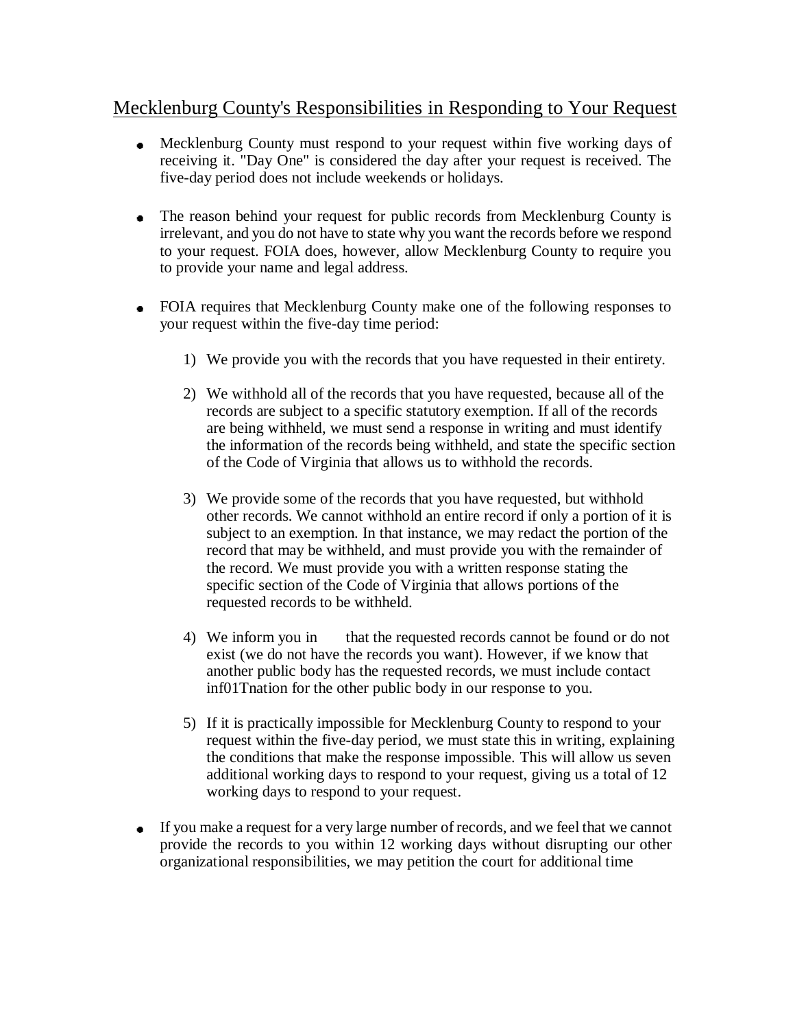## Mecklenburg County's Responsibilities in Responding to Your Request

- Mecklenburg County must respond to your request within five working days of receiving it. "Day One" is considered the day after your request is received. The five-day period does not include weekends or holidays.

- The reason behind your request for public records from Mecklenburg County is irrelevant, and you do not have to state why you want the records before we respond to your request. FOIA does, however, allow Mecklenburg County to require you to provide your name and legal address.

- FOIA requires that Mecklenburg County make one of the following responses to your request within the five-day time period:

  1) We provide you with the records that you have requested in their entirety.

  2) We withhold all of the records that you have requested, because all of the records are subject to a specific statutory exemption. If all of the records are being withheld, we must send a response in writing and must identify the information of the records being withheld, and state the specific section of the Code of Virginia that allows us to withhold the records.

  3) We provide some of the records that you have requested, but withhold other records. We cannot withhold an entire record if only a portion of it is subject to an exemption. In that instance, we may redact the portion of the record that may be withheld, and must provide you with the remainder of the record. We must provide you with a written response stating the specific section of the Code of Virginia that allows portions of the requested records to be withheld.

  4) We inform you in that the requested records cannot be found or do not exist (we do not have the records you want). However, if we know that another public body has the requested records, we must include contact inf01Tnation for the other public body in our response to you.

  5) If it is practically impossible for Mecklenburg County to respond to your request within the five-day period, we must state this in writing, explaining the conditions that make the response impossible. This will allow us seven additional working days to respond to your request, giving us a total of 12 working days to respond to your request.

- If you make a request for a very large number of records, and we feel that we cannot provide the records to you within 12 working days without disrupting our other organizational responsibilities, we may petition the court for additional time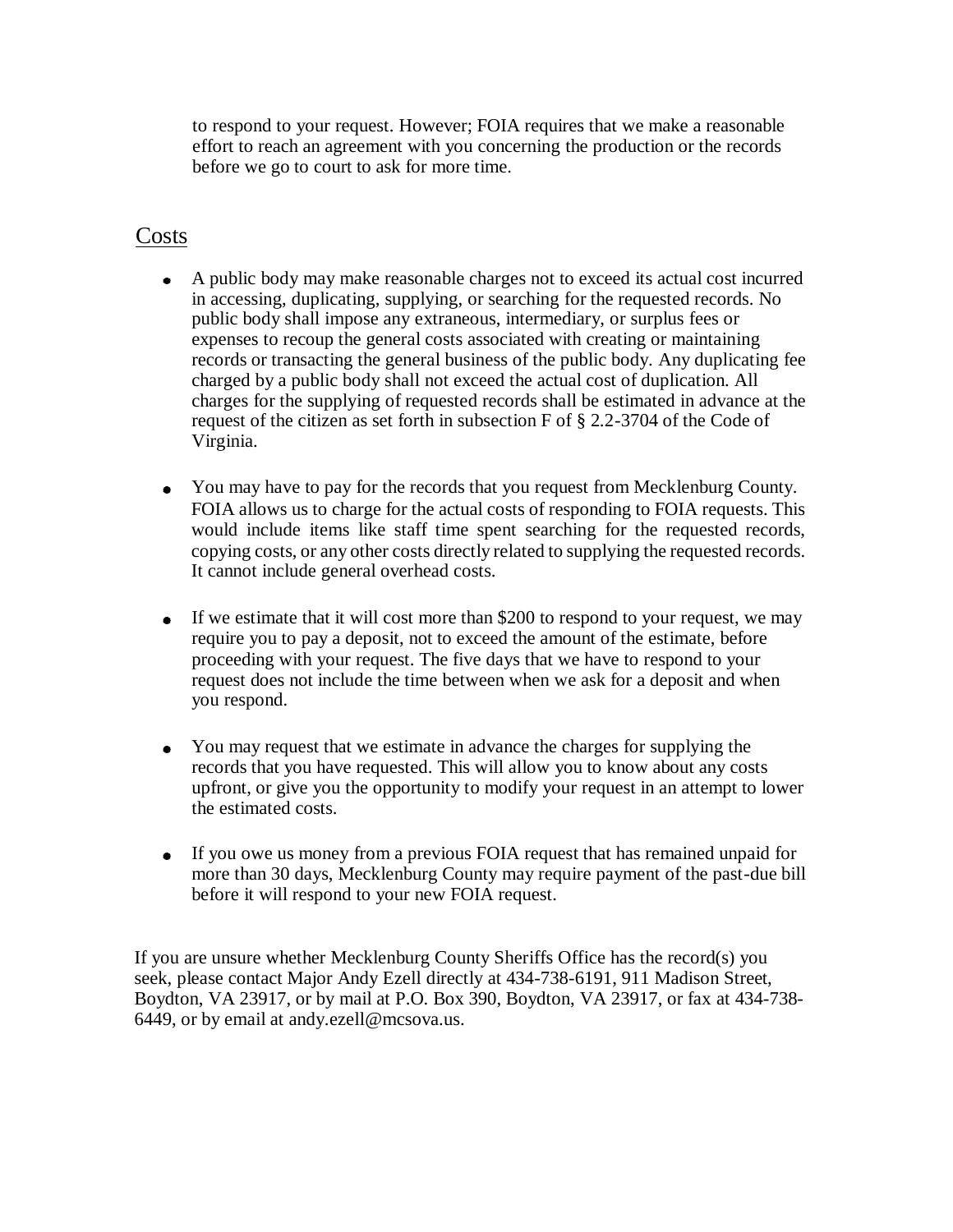to respond to your request. However; FOIA requires that we make a reasonable effort to reach an agreement with you concerning the production or the records before we go to court to ask for more time.

## Costs

- A public body may make reasonable charges not to exceed its actual cost incurred in accessing, duplicating, supplying, or searching for the requested records. No public body shall impose any extraneous, intermediary, or surplus fees or expenses to recoup the general costs associated with creating or maintaining records or transacting the general business of the public body. Any duplicating fee charged by a public body shall not exceed the actual cost of duplication. All charges for the supplying of requested records shall be estimated in advance at the request of the citizen as set forth in subsection F of § 2.2-3704 of the Code of Virginia.

- You may have to pay for the records that you request from Mecklenburg County. FOIA allows us to charge for the actual costs of responding to FOIA requests. This would include items like staff time spent searching for the requested records, copying costs, or any other costs directly related to supplying the requested records. It cannot include general overhead costs.

- If we estimate that it will cost more than $200 to respond to your request, we may require you to pay a deposit, not to exceed the amount of the estimate, before proceeding with your request. The five days that we have to respond to your request does not include the time between when we ask for a deposit and when you respond.

- You may request that we estimate in advance the charges for supplying the records that you have requested. This will allow you to know about any costs upfront, or give you the opportunity to modify your request in an attempt to lower the estimated costs.

- If you owe us money from a previous FOIA request that has remained unpaid for more than 30 days, Mecklenburg County may require payment of the past-due bill before it will respond to your new FOIA request.

If you are unsure whether Mecklenburg County Sheriffs Office has the record(s) you seek, please contact Major Andy Ezell directly at 434-738-6191, 911 Madison Street, Boydton, VA 23917, or by mail at P.O. Box 390, Boydton, VA 23917, or fax at 434-738-6449, or by email at andy.ezell@mcsova.us.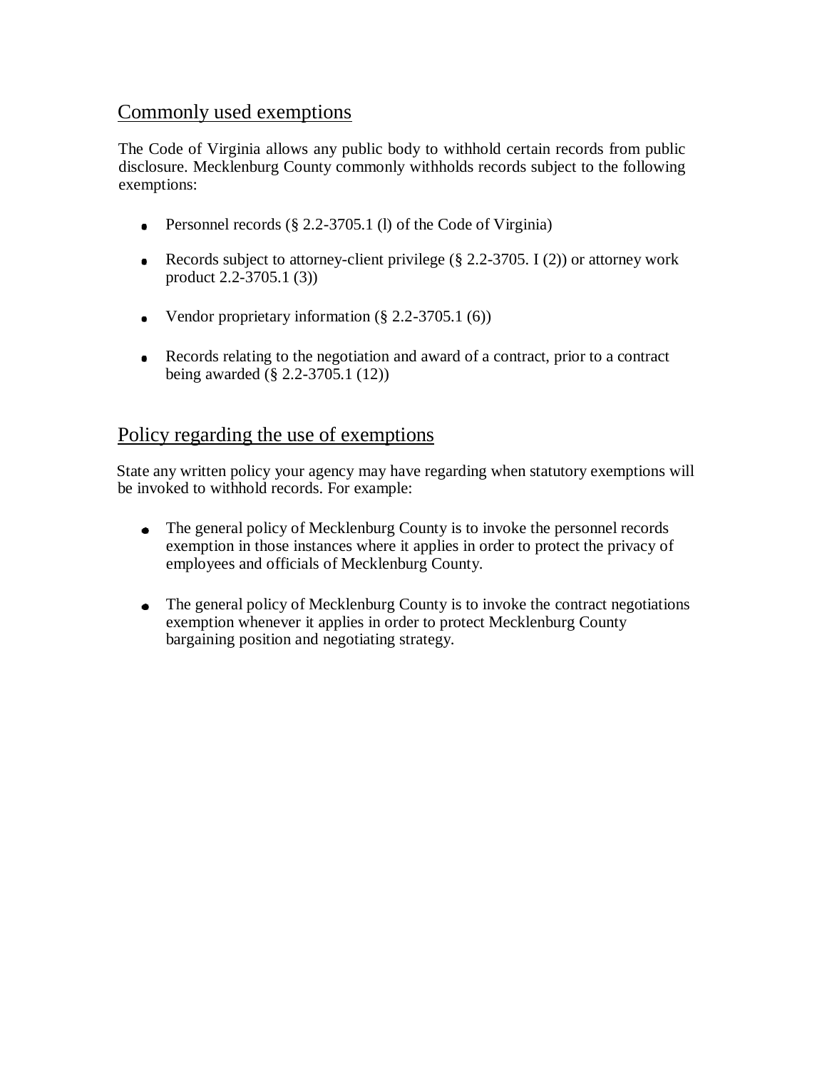## Commonly used exemptions

The Code of Virginia allows any public body to withhold certain records from public disclosure. Mecklenburg County commonly withholds records subject to the following exemptions:

- Personnel records (§ 2.2-3705.1 (l) of the Code of Virginia)
- Records subject to attorney-client privilege (§ 2.2-3705. I (2)) or attorney work product 2.2-3705.1 (3))
- Vendor proprietary information (§ 2.2-3705.1 (6))
- Records relating to the negotiation and award of a contract, prior to a contract being awarded (§ 2.2-3705.1 (12))

## Policy regarding the use of exemptions

State any written policy your agency may have regarding when statutory exemptions will be invoked to withhold records. For example:

- The general policy of Mecklenburg County is to invoke the personnel records exemption in those instances where it applies in order to protect the privacy of employees and officials of Mecklenburg County.
- The general policy of Mecklenburg County is to invoke the contract negotiations exemption whenever it applies in order to protect Mecklenburg County bargaining position and negotiating strategy.